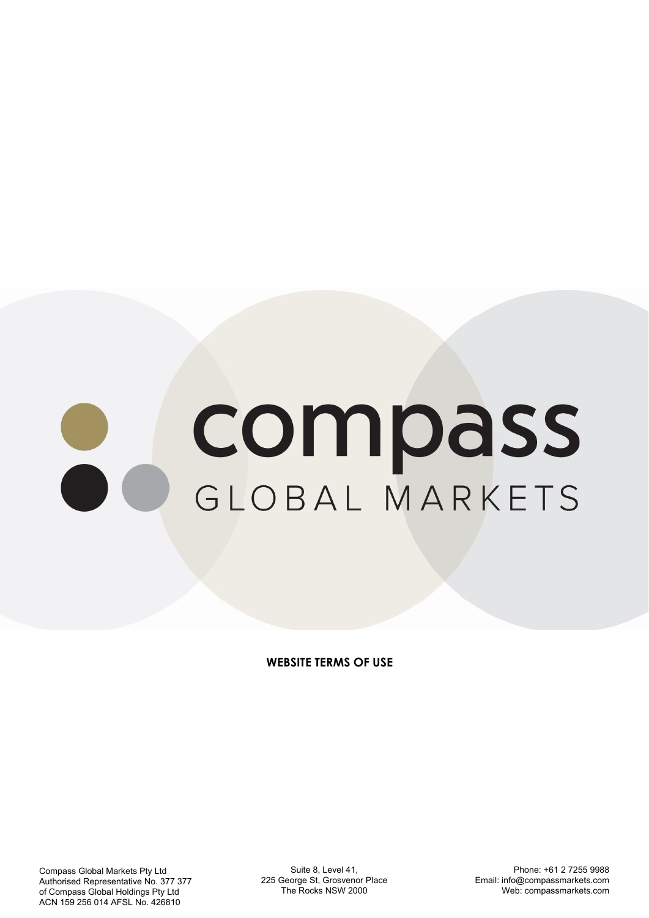compass

GLOBAL MARKETS

**WEBSITE TERMS OF USE**

Compass Global Markets Pty Ltd
Authorised Representative No. 377 377
of Compass Global Holdings Pty Ltd
ACN 159 256 014 AFSL No. 426810

Suite 8, Level 41,
225 George St, Grosvenor Place
The Rocks NSW 2000

Phone: +61 2 7255 9988
Email: info@compassmarkets.com
Web: compassmarkets.com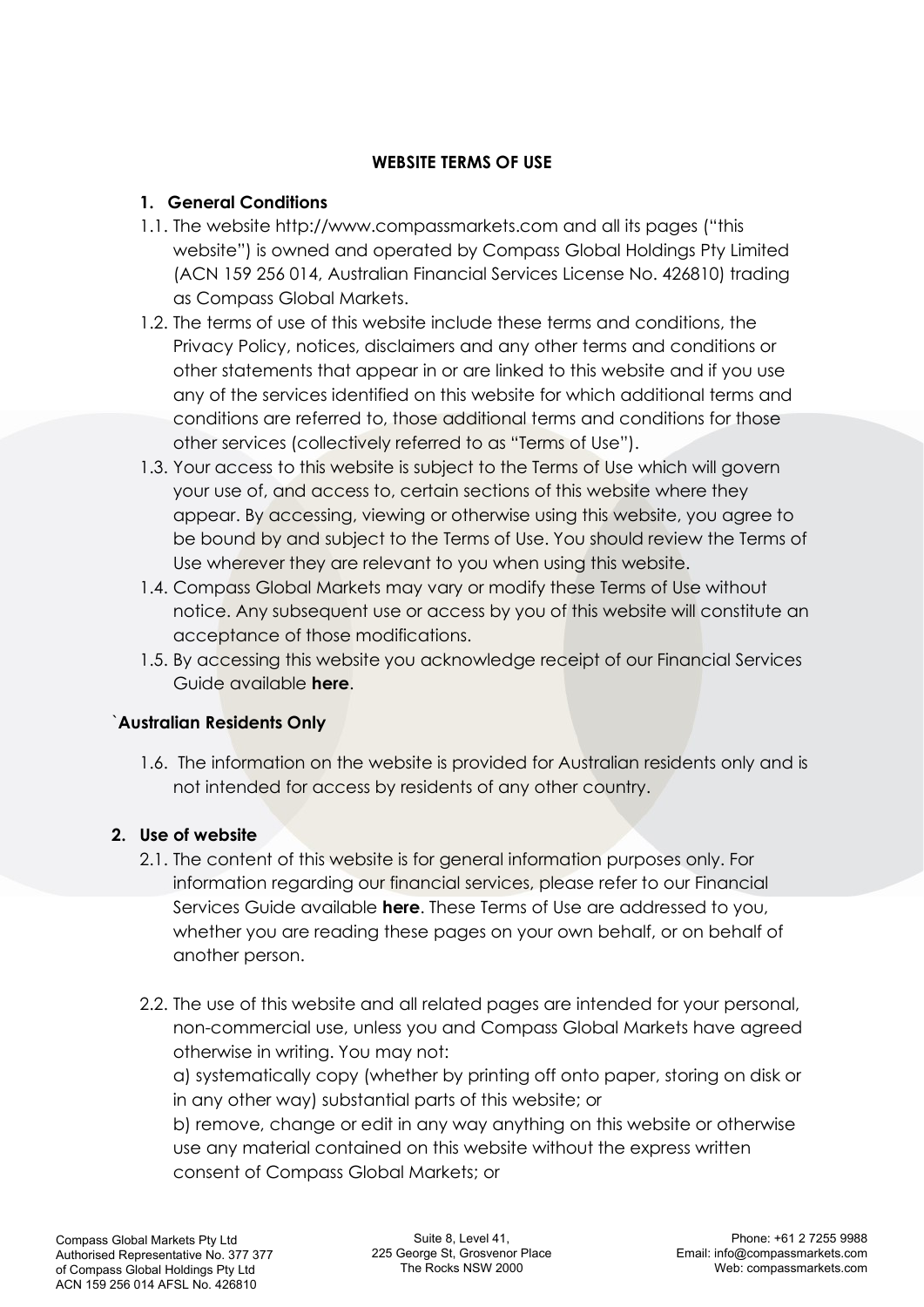# WEBSITE TERMS OF USE

## 1. General Conditions

1.1. The website http://www.compassmarkets.com and all its pages ("this website") is owned and operated by Compass Global Holdings Pty Limited (ACN 159 256 014, Australian Financial Services License No. 426810) trading as Compass Global Markets.

1.2. The terms of use of this website include these terms and conditions, the Privacy Policy, notices, disclaimers and any other terms and conditions or other statements that appear in or are linked to this website and if you use any of the services identified on this website for which additional terms and conditions are referred to, those additional terms and conditions for those other services (collectively referred to as "Terms of Use").

1.3. Your access to this website is subject to the Terms of Use which will govern your use of, and access to, certain sections of this website where they appear. By accessing, viewing or otherwise using this website, you agree to be bound by and subject to the Terms of Use. You should review the Terms of Use wherever they are relevant to you when using this website.

1.4. Compass Global Markets may vary or modify these Terms of Use without notice. Any subsequent use or access by you of this website will constitute an acceptance of those modifications.

1.5. By accessing this website you acknowledge receipt of our Financial Services Guide available **here**.

**`Australian Residents Only**

1.6. The information on the website is provided for Australian residents only and is not intended for access by residents of any other country.

## 2. Use of website

2.1. The content of this website is for general information purposes only. For information regarding our financial services, please refer to our Financial Services Guide available **here**. These Terms of Use are addressed to you, whether you are reading these pages on your own behalf, or on behalf of another person.

2.2. The use of this website and all related pages are intended for your personal, non-commercial use, unless you and Compass Global Markets have agreed otherwise in writing. You may not:

a) systematically copy (whether by printing off onto paper, storing on disk or in any other way) substantial parts of this website; or

b) remove, change or edit in any way anything on this website or otherwise use any material contained on this website without the express written consent of Compass Global Markets; or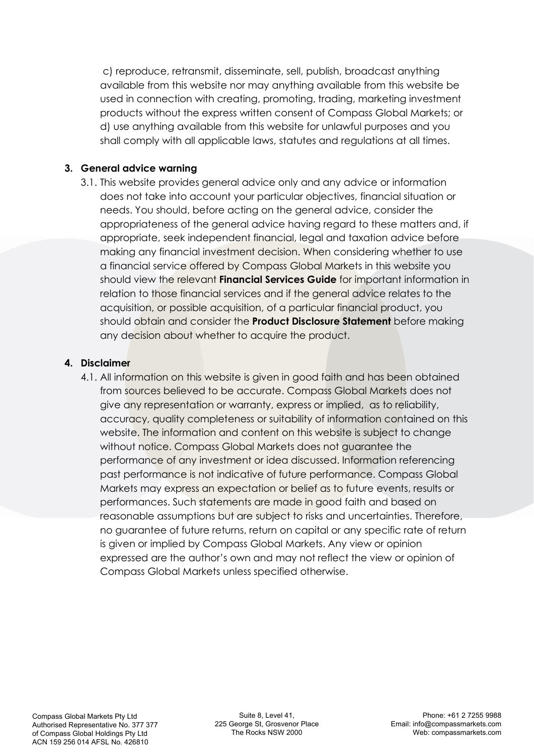c) reproduce, retransmit, disseminate, sell, publish, broadcast anything available from this website nor may anything available from this website be used in connection with creating, promoting, trading, marketing investment products without the express written consent of Compass Global Markets; or
d) use anything available from this website for unlawful purposes and you shall comply with all applicable laws, statutes and regulations at all times.

**3. General advice warning**

3.1. This website provides general advice only and any advice or information does not take into account your particular objectives, financial situation or needs. You should, before acting on the general advice, consider the appropriateness of the general advice having regard to these matters and, if appropriate, seek independent financial, legal and taxation advice before making any financial investment decision. When considering whether to use a financial service offered by Compass Global Markets in this website you should view the relevant **Financial Services Guide** for important information in relation to those financial services and if the general advice relates to the acquisition, or possible acquisition, of a particular financial product, you should obtain and consider the **Product Disclosure Statement** before making any decision about whether to acquire the product.

**4. Disclaimer**

4.1. All information on this website is given in good faith and has been obtained from sources believed to be accurate. Compass Global Markets does not give any representation or warranty, express or implied, as to reliability, accuracy, quality completeness or suitability of information contained on this website. The information and content on this website is subject to change without notice. Compass Global Markets does not guarantee the performance of any investment or idea discussed. Information referencing past performance is not indicative of future performance. Compass Global Markets may express an expectation or belief as to future events, results or performances. Such statements are made in good faith and based on reasonable assumptions but are subject to risks and uncertainties. Therefore, no guarantee of future returns, return on capital or any specific rate of return is given or implied by Compass Global Markets. Any view or opinion expressed are the author's own and may not reflect the view or opinion of Compass Global Markets unless specified otherwise.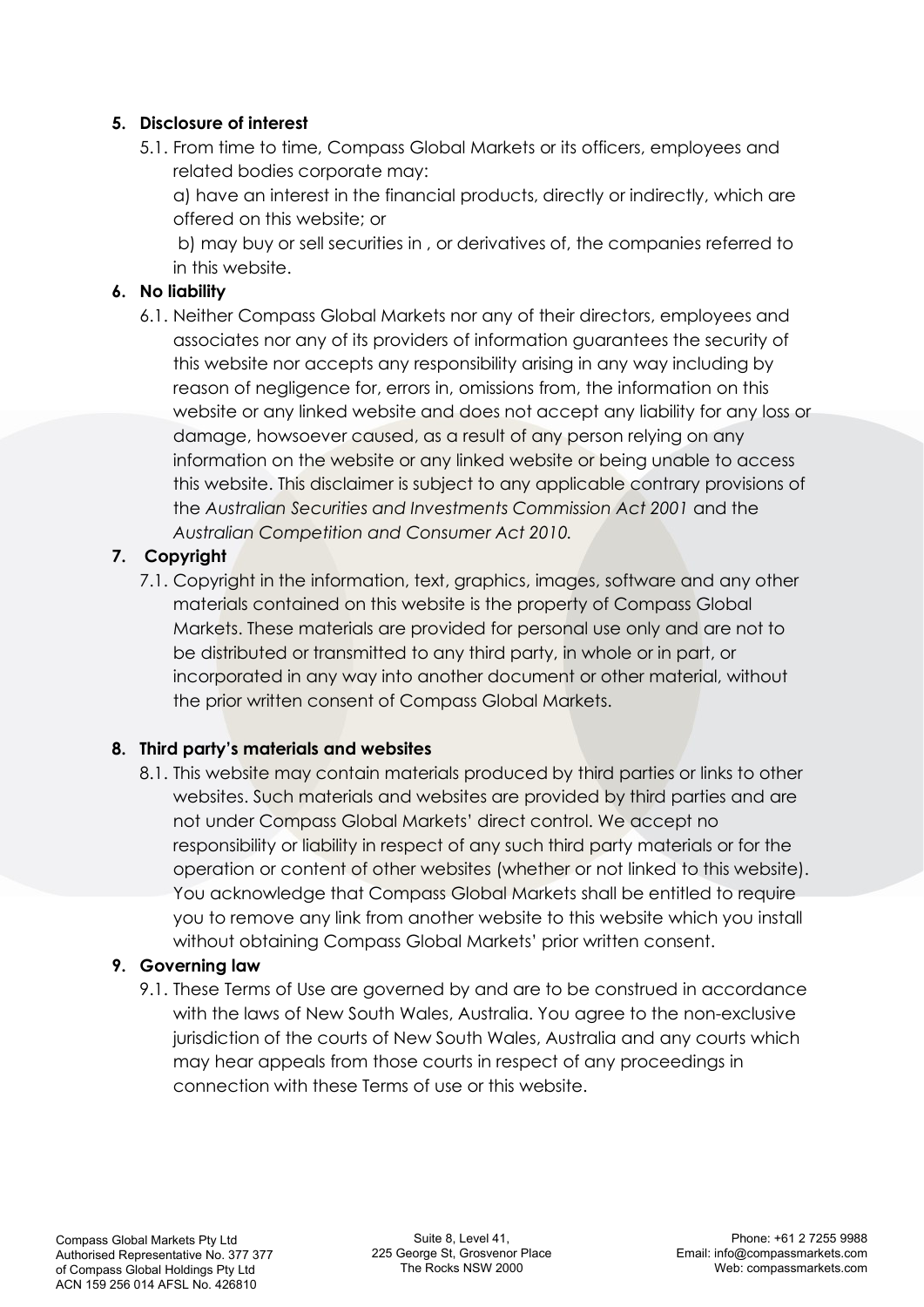**5. Disclosure of interest**

5.1. From time to time, Compass Global Markets or its officers, employees and related bodies corporate may:

a) have an interest in the financial products, directly or indirectly, which are offered on this website; or

b) may buy or sell securities in , or derivatives of, the companies referred to in this website.

**6. No liability**

6.1. Neither Compass Global Markets nor any of their directors, employees and associates nor any of its providers of information guarantees the security of this website nor accepts any responsibility arising in any way including by reason of negligence for, errors in, omissions from, the information on this website or any linked website and does not accept any liability for any loss or damage, howsoever caused, as a result of any person relying on any information on the website or any linked website or being unable to access this website. This disclaimer is subject to any applicable contrary provisions of the *Australian Securities and Investments Commission Act 2001* and the *Australian Competition and Consumer Act 2010.*

**7. Copyright**

7.1. Copyright in the information, text, graphics, images, software and any other materials contained on this website is the property of Compass Global Markets. These materials are provided for personal use only and are not to be distributed or transmitted to any third party, in whole or in part, or incorporated in any way into another document or other material, without the prior written consent of Compass Global Markets.

**8. Third party's materials and websites**

8.1. This website may contain materials produced by third parties or links to other websites. Such materials and websites are provided by third parties and are not under Compass Global Markets' direct control. We accept no responsibility or liability in respect of any such third party materials or for the operation or content of other websites (whether or not linked to this website). You acknowledge that Compass Global Markets shall be entitled to require you to remove any link from another website to this website which you install without obtaining Compass Global Markets' prior written consent.

**9. Governing law**

9.1. These Terms of Use are governed by and are to be construed in accordance with the laws of New South Wales, Australia. You agree to the non-exclusive jurisdiction of the courts of New South Wales, Australia and any courts which may hear appeals from those courts in respect of any proceedings in connection with these Terms of use or this website.